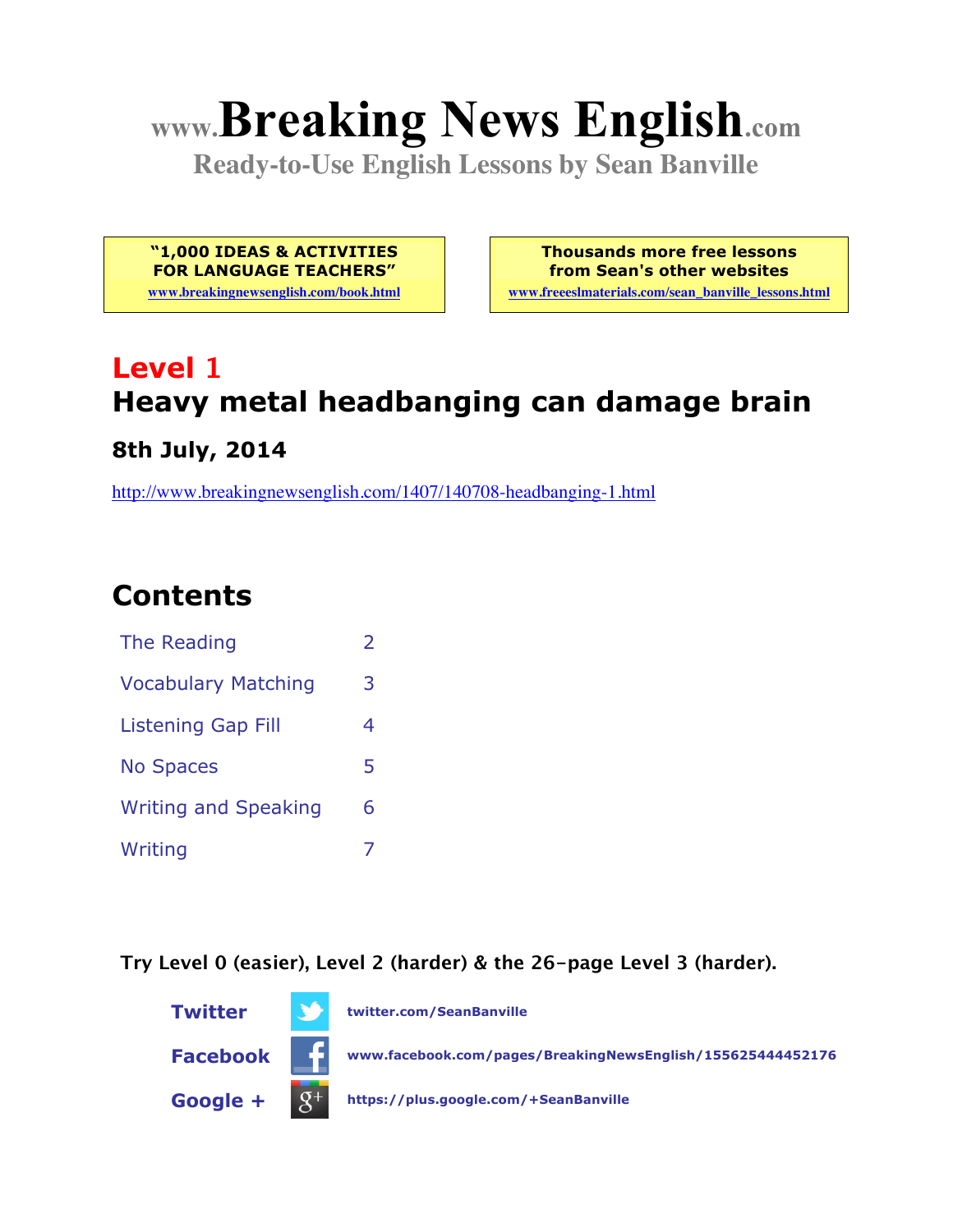# www.Breaking News English.com

**Ready-to-Use English Lessons by Sean Banville**

**"1,000 IDEAS & ACTIVITIES FOR LANGUAGE TEACHERS"**
www.breakingnewsenglish.com/book.html

**Thousands more free lessons from Sean's other websites**
www.freeeslmaterials.com/sean_banville_lessons.html

## Level 1

## Heavy metal headbanging can damage brain

### 8th July, 2014

http://www.breakingnewsenglish.com/1407/140708-headbanging-1.html

## Contents

| | |
|---|---|
| The Reading | 2 |
| Vocabulary Matching | 3 |
| Listening Gap Fill | 4 |
| No Spaces | 5 |
| Writing and Speaking | 6 |
| Writing | 7 |

**Try Level 0 (easier), Level 2 (harder) & the 26-page Level 3 (harder).**

**Twitter** twitter.com/SeanBanville

**Facebook** www.facebook.com/pages/BreakingNewsEnglish/155625444452176

**Google +** https://plus.google.com/+SeanBanville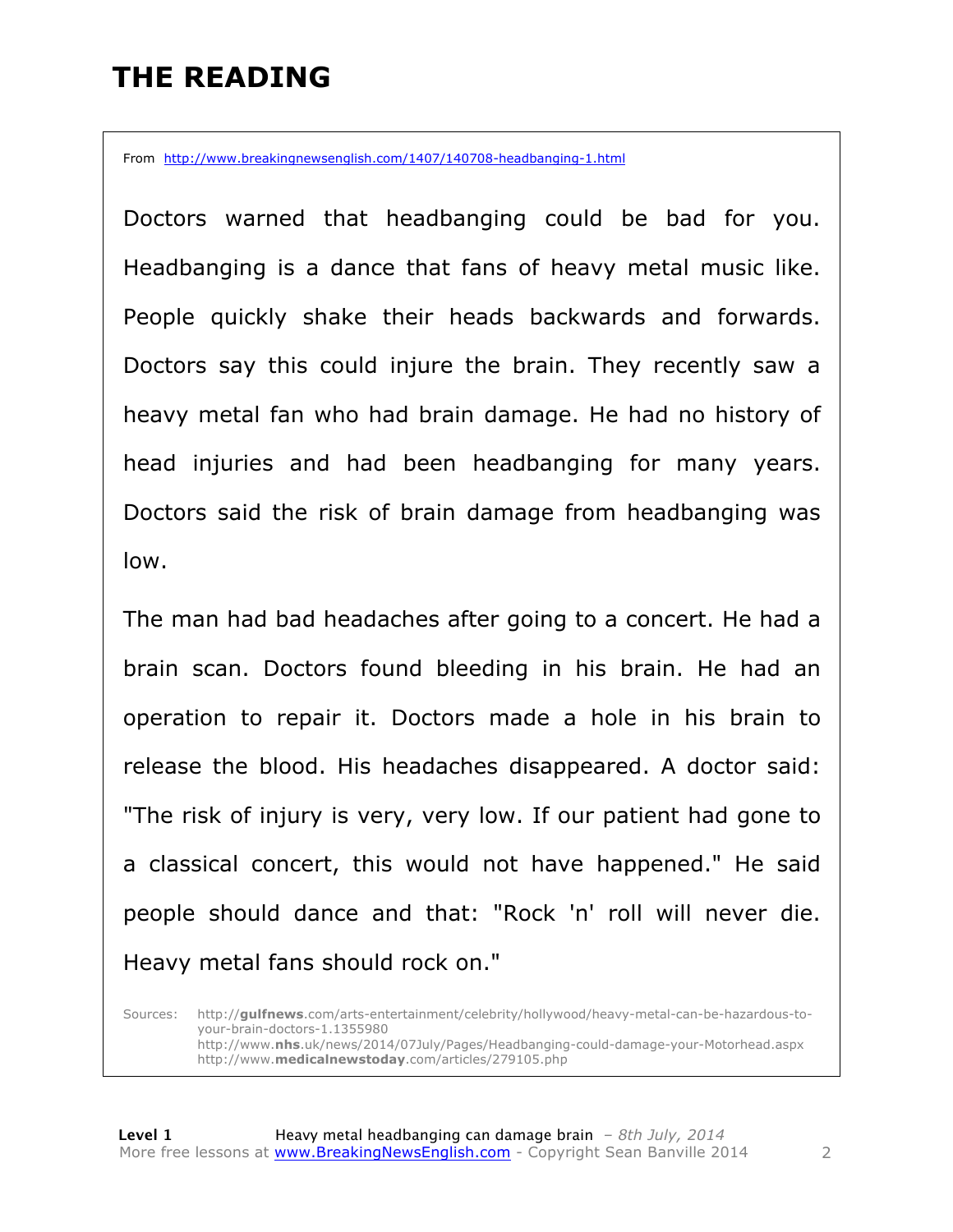# THE READING

From http://www.breakingnewsenglish.com/1407/140708-headbanging-1.html

Doctors warned that headbanging could be bad for you. Headbanging is a dance that fans of heavy metal music like. People quickly shake their heads backwards and forwards. Doctors say this could injure the brain. They recently saw a heavy metal fan who had brain damage. He had no history of head injuries and had been headbanging for many years. Doctors said the risk of brain damage from headbanging was low.

The man had bad headaches after going to a concert. He had a brain scan. Doctors found bleeding in his brain. He had an operation to repair it. Doctors made a hole in his brain to release the blood. His headaches disappeared. A doctor said: "The risk of injury is very, very low. If our patient had gone to a classical concert, this would not have happened." He said people should dance and that: "Rock 'n' roll will never die. Heavy metal fans should rock on."

Sources:
http://**gulfnews**.com/arts-entertainment/celebrity/hollywood/heavy-metal-can-be-hazardous-to-your-brain-doctors-1.1355980
http://www.**nhs**.uk/news/2014/07July/Pages/Headbanging-could-damage-your-Motorhead.aspx
http://www.**medicalnewstoday**.com/articles/279105.php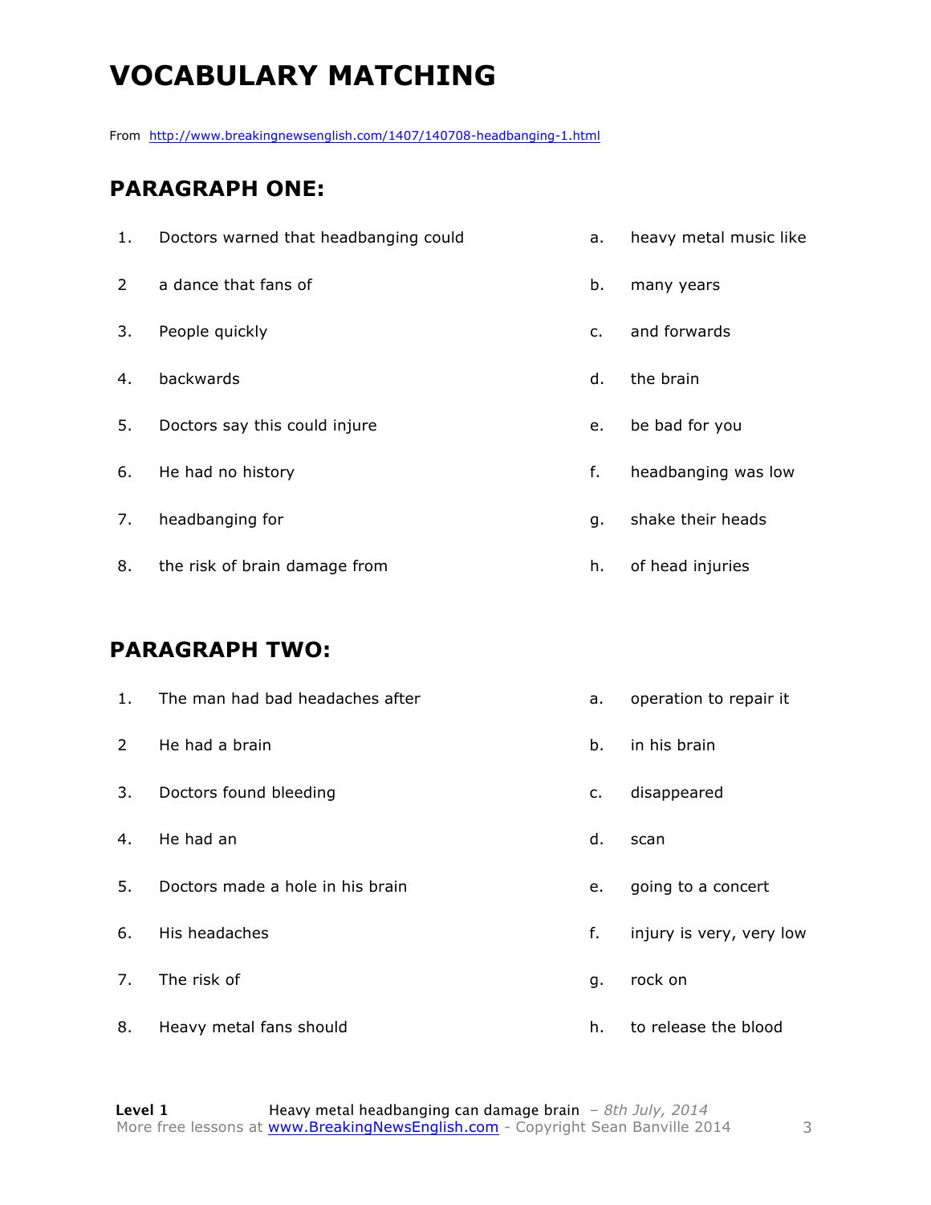# VOCABULARY MATCHING

From http://www.breakingnewsenglish.com/1407/140708-headbanging-1.html

## PARAGRAPH ONE:

| | | | |
|---|---|---|---|
| 1. | Doctors warned that headbanging could | a. | heavy metal music like |
| 2 | a dance that fans of | b. | many years |
| 3. | People quickly | c. | and forwards |
| 4. | backwards | d. | the brain |
| 5. | Doctors say this could injure | e. | be bad for you |
| 6. | He had no history | f. | headbanging was low |
| 7. | headbanging for | g. | shake their heads |
| 8. | the risk of brain damage from | h. | of head injuries |

## PARAGRAPH TWO:

| | | | |
|---|---|---|---|
| 1. | The man had bad headaches after | a. | operation to repair it |
| 2 | He had a brain | b. | in his brain |
| 3. | Doctors found bleeding | c. | disappeared |
| 4. | He had an | d. | scan |
| 5. | Doctors made a hole in his brain | e. | going to a concert |
| 6. | His headaches | f. | injury is very, very low |
| 7. | The risk of | g. | rock on |
| 8. | Heavy metal fans should | h. | to release the blood |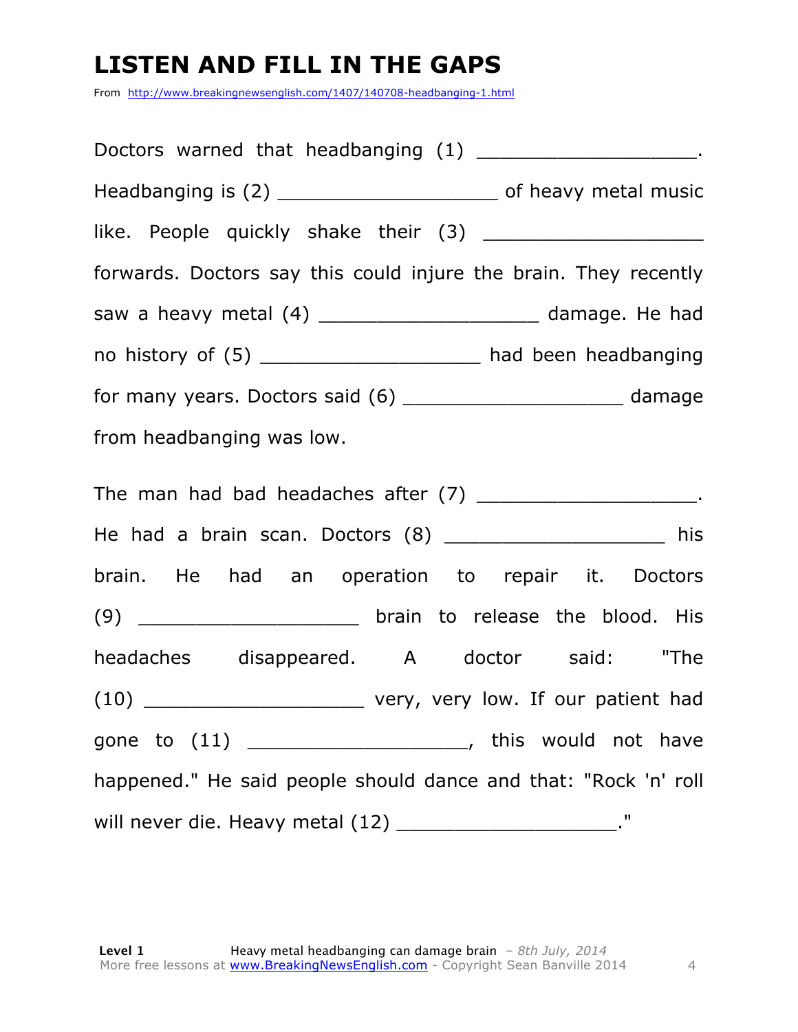# LISTEN AND FILL IN THE GAPS

From http://www.breakingnewsenglish.com/1407/140708-headbanging-1.html

Doctors warned that headbanging (1) ___________________. Headbanging is (2) ___________________ of heavy metal music like. People quickly shake their (3) ___________________ forwards. Doctors say this could injure the brain. They recently saw a heavy metal (4) ___________________ damage. He had no history of (5) ___________________ had been headbanging for many years. Doctors said (6) ___________________ damage from headbanging was low.

The man had bad headaches after (7) ___________________. He had a brain scan. Doctors (8) ___________________ his brain. He had an operation to repair it. Doctors (9) ___________________ brain to release the blood. His headaches disappeared. A doctor said: "The (10) ___________________ very, very low. If our patient had gone to (11) ___________________, this would not have happened." He said people should dance and that: "Rock 'n' roll will never die. Heavy metal (12) ___________________."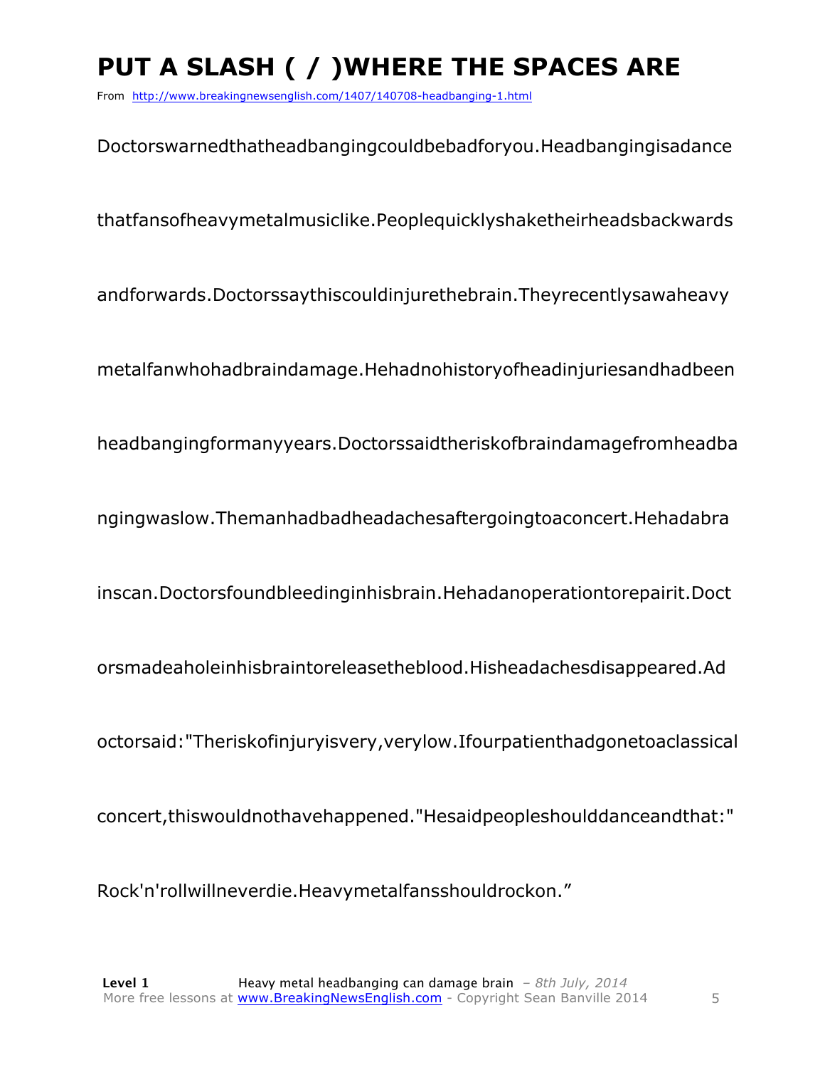# PUT A SLASH ( / )WHERE THE SPACES ARE

From http://www.breakingnewsenglish.com/1407/140708-headbanging-1.html

Doctorswarnedthatheadbangingcouldbebadforyou.Headbangingisadance

thatfansofheavymetalmusiclike.Peoplequicklyshaketheirheadsbackwards

andforwards.Doctorssaythiscouldinjurethebrain.Theyrecentlysawaheavy

metalfanwhohadbraindamage.Hehadnohistoryofheadinjuriesandhadbeen

headbangingformanyyears.Doctorssaidtheriskofbraindamagefromheadba

ngingwaslow.Themanhadbadheadachesaftergoingtoaconcert.Hehadabra

inscan.Doctorsfoundbleedinginhisbrain.Hehadanoperationtorepairit.Doct

orsmadeaholeinhisbraintoreleasetheblood.Hisheadachesdisappeared.Ad

octorsaid:"Theriskofinjuryisvery,verylow.Ifourpatienthadgonetoaclassical

concert,thiswouldnothavehappened."Hesaidpeopleshoulddanceandthat:"

Rock'n'rollwillneverdie.Heavymetalfansshouldrockon."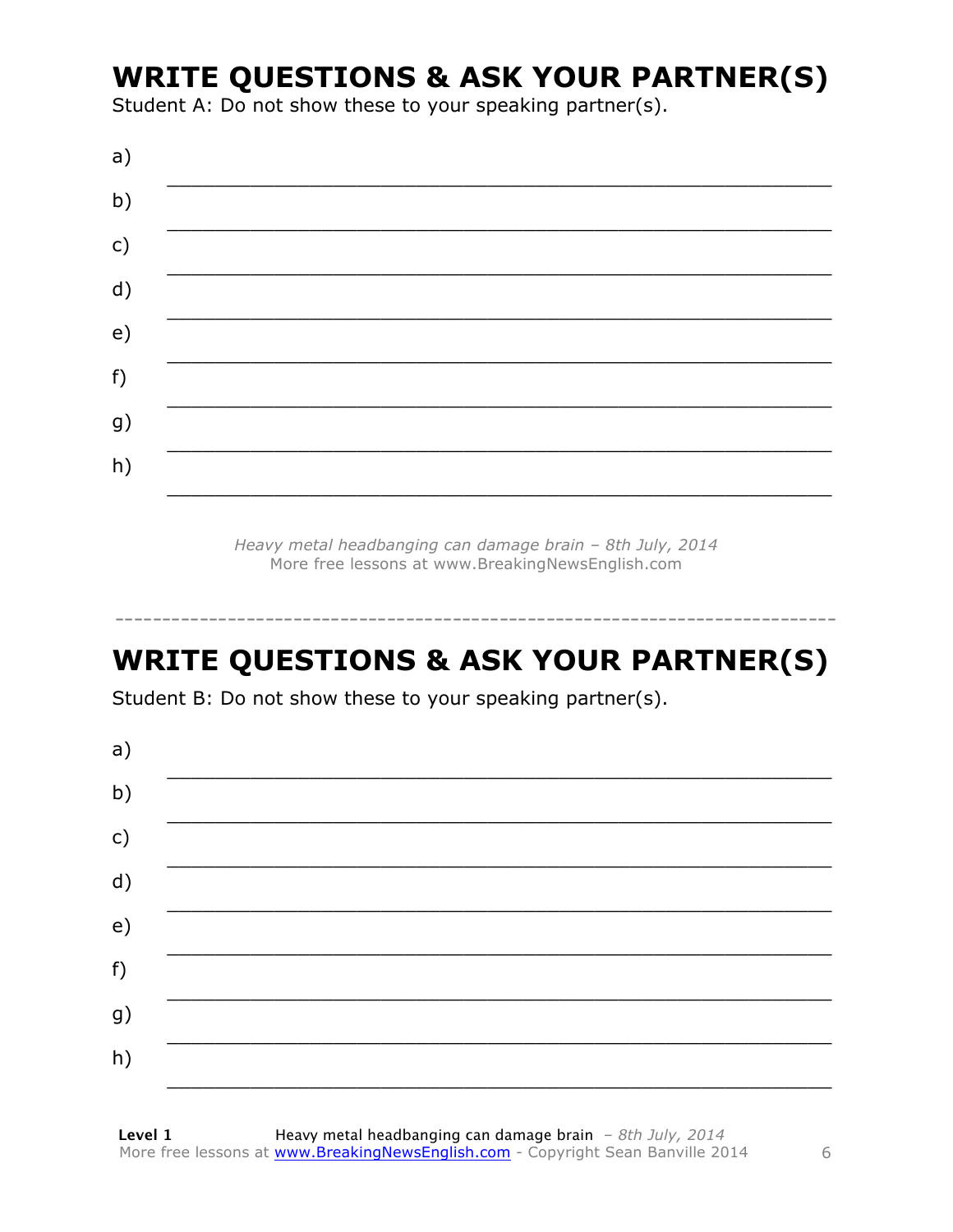# WRITE QUESTIONS & ASK YOUR PARTNER(S)

Student A: Do not show these to your speaking partner(s).

a) ___________________________________________________________

b) ___________________________________________________________

c) ___________________________________________________________

d) ___________________________________________________________

e) ___________________________________________________________

f) ___________________________________________________________

g) ___________________________________________________________

h) ___________________________________________________________

*Heavy metal headbanging can damage brain – 8th July, 2014*
More free lessons at www.BreakingNewsEnglish.com

---

# WRITE QUESTIONS & ASK YOUR PARTNER(S)

Student B: Do not show these to your speaking partner(s).

a) ___________________________________________________________

b) ___________________________________________________________

c) ___________________________________________________________

d) ___________________________________________________________

e) ___________________________________________________________

f) ___________________________________________________________

g) ___________________________________________________________

h) ___________________________________________________________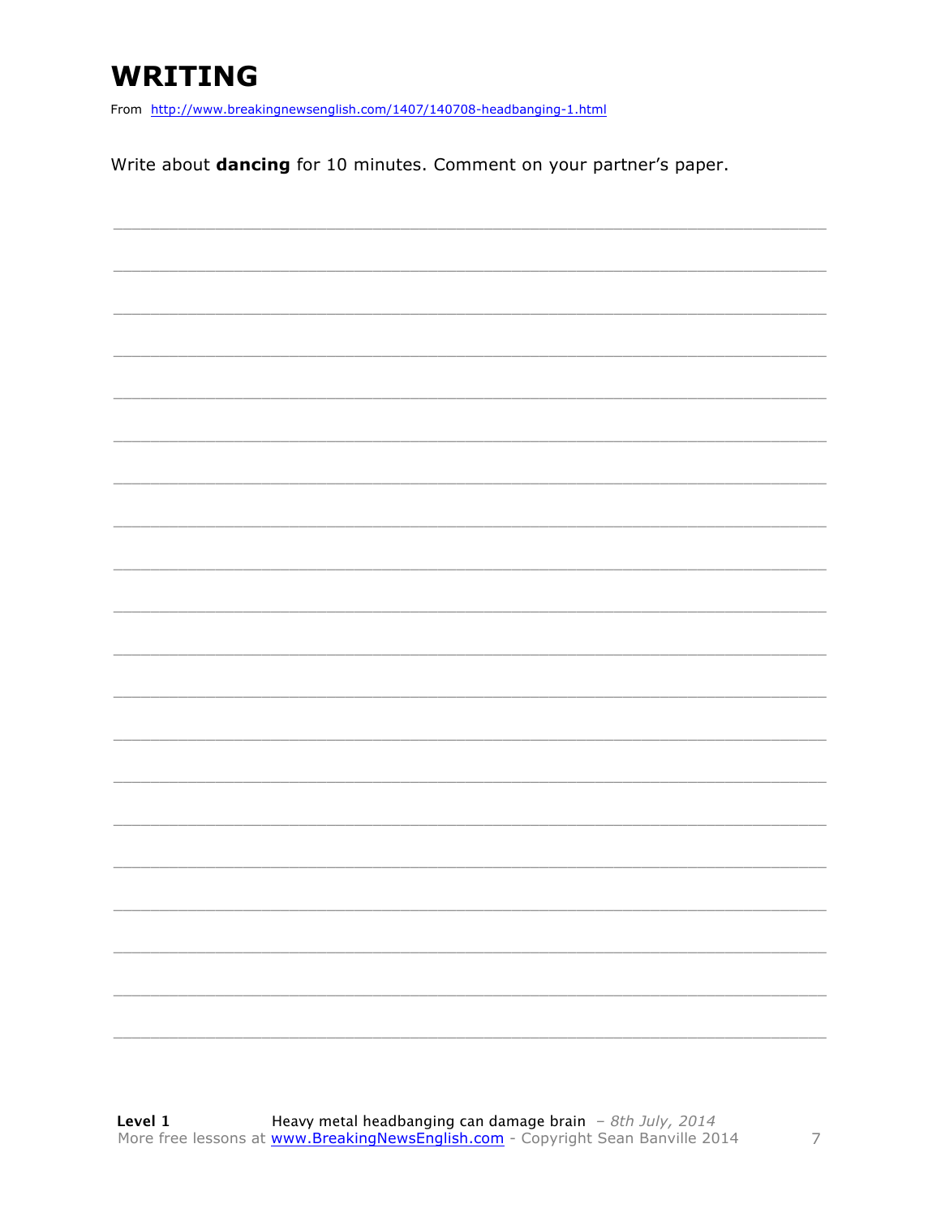# WRITING

From http://www.breakingnewsenglish.com/1407/140708-headbanging-1.html

Write about **dancing** for 10 minutes. Comment on your partner's paper.